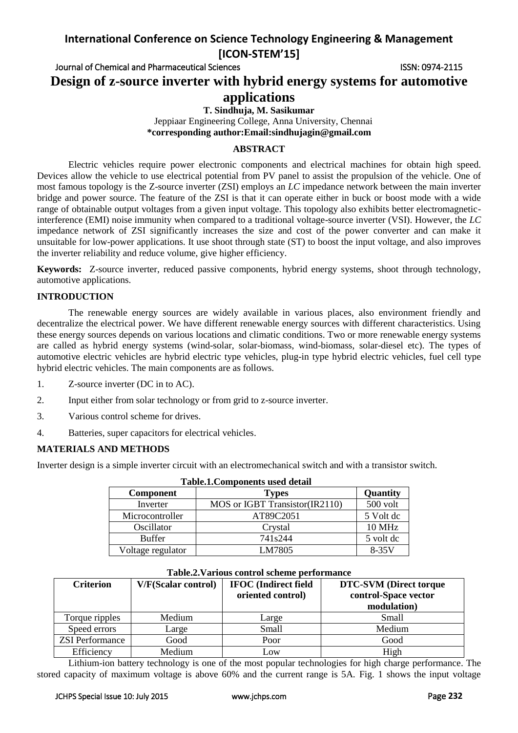# Design of z-source inverter with hybrid energy systems for automotive applications

**T. Sindhuja, M. Sasikumar**

Jeppiaar Engineering College, Anna University, Chennai

**\*corresponding author:Email:sindhujagin@gmail.com**

## ABSTRACT

Electric vehicles require power electronic components and electrical machines for obtain high speed. Devices allow the vehicle to use electrical potential from PV panel to assist the propulsion of the vehicle. One of most famous topology is the Z-source inverter (ZSI) employs an *LC* impedance network between the main inverter bridge and power source. The feature of the ZSI is that it can operate either in buck or boost mode with a wide range of obtainable output voltages from a given input voltage. This topology also exhibits better electromagnetic-interference (EMI) noise immunity when compared to a traditional voltage-source inverter (VSI). However, the *LC* impedance network of ZSI significantly increases the size and cost of the power converter and can make it unsuitable for low-power applications. It use shoot through state (ST) to boost the input voltage, and also improves the inverter reliability and reduce volume, give higher efficiency.

**Keywords:** Z-source inverter, reduced passive components, hybrid energy systems, shoot through technology, automotive applications.

## INTRODUCTION

The renewable energy sources are widely available in various places, also environment friendly and decentralize the electrical power. We have different renewable energy sources with different characteristics. Using these energy sources depends on various locations and climatic conditions. Two or more renewable energy systems are called as hybrid energy systems (wind-solar, solar-biomass, wind-biomass, solar-diesel etc). The types of automotive electric vehicles are hybrid electric type vehicles, plug-in type hybrid electric vehicles, fuel cell type hybrid electric vehicles. The main components are as follows.

1. Z-source inverter (DC in to AC).
2. Input either from solar technology or from grid to z-source inverter.
3. Various control scheme for drives.
4. Batteries, super capacitors for electrical vehicles.

## MATERIALS AND METHODS

Inverter design is a simple inverter circuit with an electromechanical switch and with a transistor switch.

**Table.1.Components used detail**

| Component | Types | Quantity |
| --- | --- | --- |
| Inverter | MOS or IGBT Transistor(IR2110) | 500 volt |
| Microcontroller | AT89C2051 | 5 Volt dc |
| Oscillator | Crystal | 10 MHz |
| Buffer | 741s244 | 5 volt dc |
| Voltage regulator | LM7805 | 8-35V |

**Table.2.Various control scheme performance**

| Criterion | V/F(Scalar control) | IFOC (Indirect field oriented control) | DTC-SVM (Direct torque control-Space vector modulation) |
| --- | --- | --- | --- |
| Torque ripples | Medium | Large | Small |
| Speed errors | Large | Small | Medium |
| ZSI Performance | Good | Poor | Good |
| Efficiency | Medium | Low | High |

Lithium-ion battery technology is one of the most popular technologies for high charge performance. The stored capacity of maximum voltage is above 60% and the current range is 5A. Fig. 1 shows the input voltage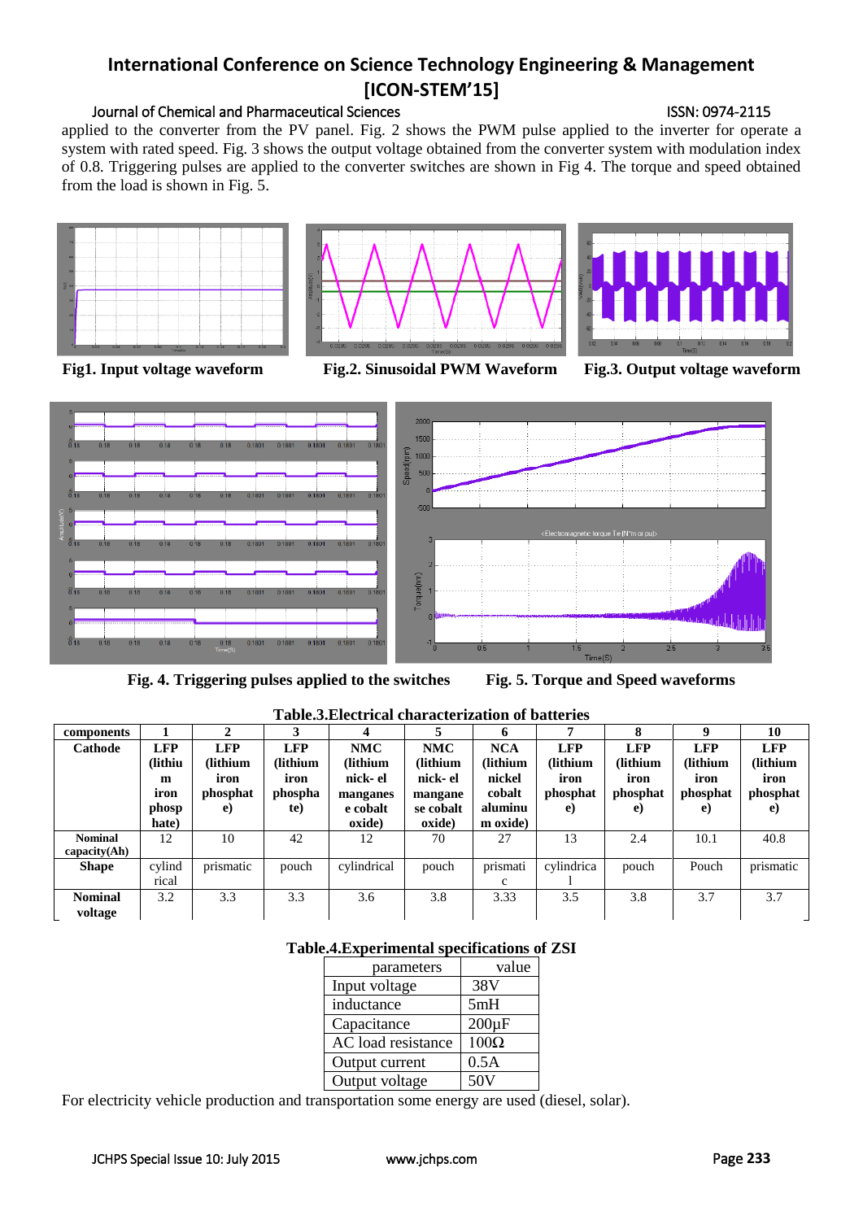applied to the converter from the PV panel. Fig. 2 shows the PWM pulse applied to the inverter for operate a system with rated speed. Fig. 3 shows the output voltage obtained from the converter system with modulation index of 0.8. Triggering pulses are applied to the converter switches are shown in Fig 4. The torque and speed obtained from the load is shown in Fig. 5.

**Fig1. Input voltage waveform**

**Fig.2. Sinusoidal PWM Waveform**

**Fig.3. Output voltage waveform**

**Fig. 4. Triggering pulses applied to the switches**

**Fig. 5. Torque and Speed waveforms**

**Table.3.Electrical characterization of batteries**

| components | 1 | 2 | 3 | 4 | 5 | 6 | 7 | 8 | 9 | 10 |
|---|---|---|---|---|---|---|---|---|---|---|
| **Cathode** | **LFP (lithium iron phosphate)** | **LFP (lithium iron phosphate)** | **LFP (lithium iron phosphate)** | **NMC (lithium nick- el manganese cobalt oxide)** | **NMC (lithium nick- el manganese cobalt oxide)** | **NCA (lithium nickel cobalt aluminum oxide)** | **LFP (lithium iron phosphate)** | **LFP (lithium iron phosphate)** | **LFP (lithium iron phosphate)** | **LFP (lithium iron phosphate)** |
| **Nominal capacity(Ah)** | 12 | 10 | 42 | 12 | 70 | 27 | 13 | 2.4 | 10.1 | 40.8 |
| **Shape** | cylindrical | prismatic | pouch | cylindrical | pouch | prismatic | cylindrical | pouch | Pouch | prismatic |
| **Nominal voltage** | 3.2 | 3.3 | 3.3 | 3.6 | 3.8 | 3.33 | 3.5 | 3.8 | 3.7 | 3.7 |

**Table.4.Experimental specifications of ZSI**

| parameters | value |
|---|---|
| Input voltage | 38V |
| inductance | 5mH |
| Capacitance | 200µF |
| AC load resistance | 100Ω |
| Output current | 0.5A |
| Output voltage | 50V |

For electricity vehicle production and transportation some energy are used (diesel, solar).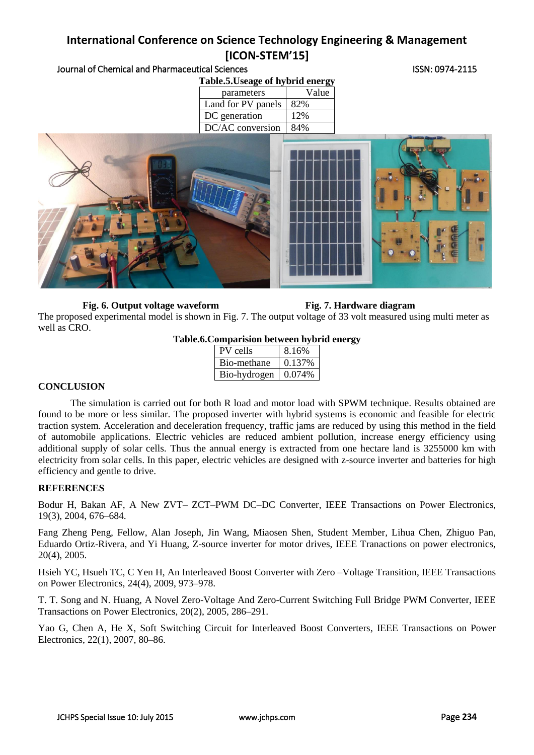**Table.5.Useage of hybrid energy**

| parameters | Value |
|---|---|
| Land for PV panels | 82% |
| DC generation | 12% |
| DC/AC conversion | 84% |

**Fig. 6. Output voltage waveform**

**Fig. 7. Hardware diagram**

The proposed experimental model is shown in Fig. 7. The output voltage of 33 volt measured using multi meter as well as CRO.

**Table.6.Comparision between hybrid energy**

| | |
|---|---|
| PV cells | 8.16% |
| Bio-methane | 0.137% |
| Bio-hydrogen | 0.074% |

## CONCLUSION

The simulation is carried out for both R load and motor load with SPWM technique. Results obtained are found to be more or less similar. The proposed inverter with hybrid systems is economic and feasible for electric traction system. Acceleration and deceleration frequency, traffic jams are reduced by using this method in the field of automobile applications. Electric vehicles are reduced ambient pollution, increase energy efficiency using additional supply of solar cells. Thus the annual energy is extracted from one hectare land is 3255000 km with electricity from solar cells. In this paper, electric vehicles are designed with z-source inverter and batteries for high efficiency and gentle to drive.

## REFERENCES

Bodur H, Bakan AF, A New ZVT– ZCT–PWM DC–DC Converter, IEEE Transactions on Power Electronics, 19(3), 2004, 676–684.

Fang Zheng Peng, Fellow, Alan Joseph, Jin Wang, Miaosen Shen, Student Member, Lihua Chen, Zhiguo Pan, Eduardo Ortiz-Rivera, and Yi Huang, Z-source inverter for motor drives, IEEE Tranactions on power electronics, 20(4), 2005.

Hsieh YC, Hsueh TC, C Yen H, An Interleaved Boost Converter with Zero –Voltage Transition, IEEE Transactions on Power Electronics, 24(4), 2009, 973–978.

T. T. Song and N. Huang, A Novel Zero-Voltage And Zero-Current Switching Full Bridge PWM Converter, IEEE Transactions on Power Electronics, 20(2), 2005, 286–291.

Yao G, Chen A, He X, Soft Switching Circuit for Interleaved Boost Converters, IEEE Transactions on Power Electronics, 22(1), 2007, 80–86.